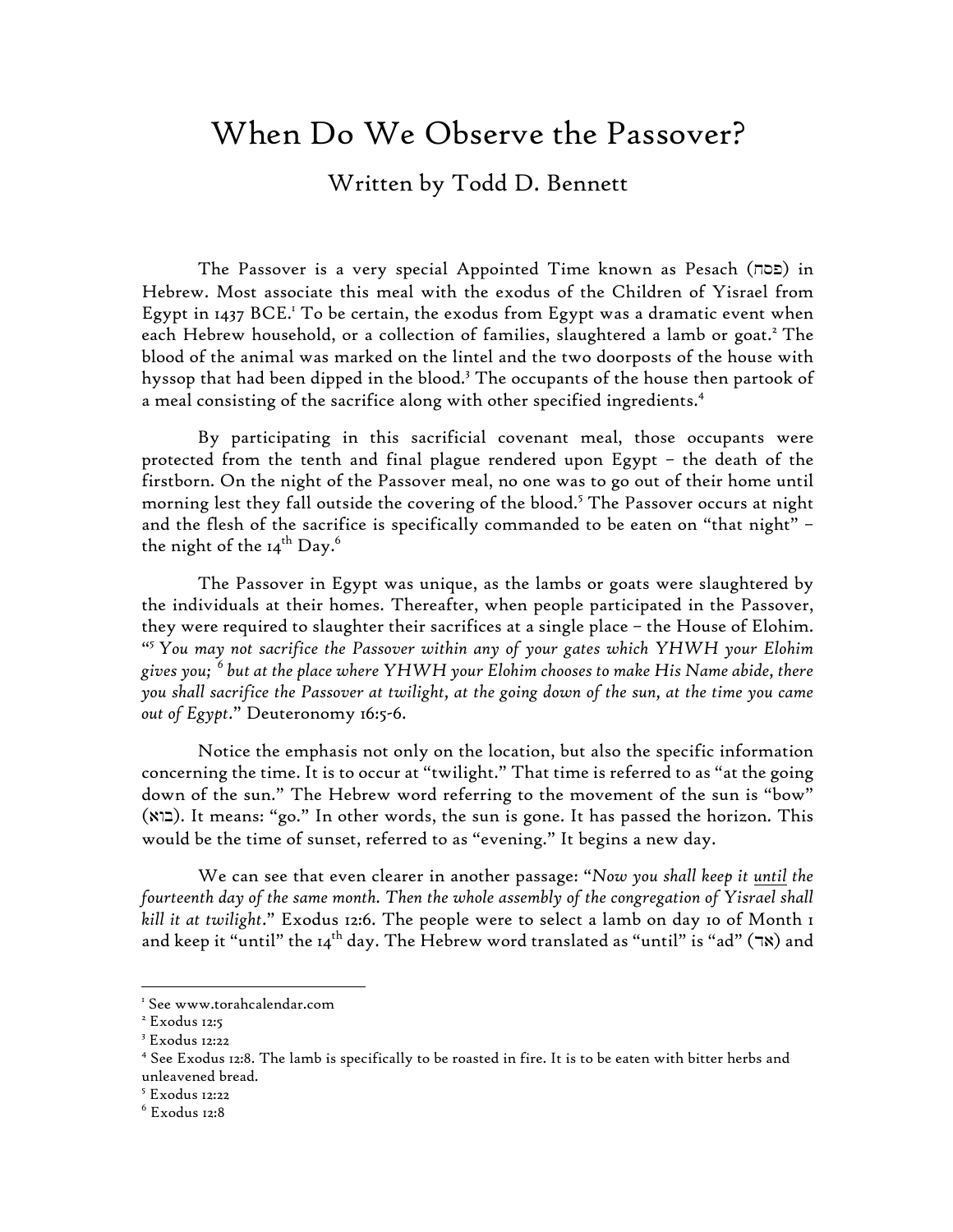# When Do We Observe the Passover?

## Written by Todd D. Bennett

The Passover is a very special Appointed Time known as Pesach (פסח) in Hebrew. Most associate this meal with the exodus of the Children of Yisrael from Egypt in 1437 BCE.[1] To be certain, the exodus from Egypt was a dramatic event when each Hebrew household, or a collection of families, slaughtered a lamb or goat.[2] The blood of the animal was marked on the lintel and the two doorposts of the house with hyssop that had been dipped in the blood.[3] The occupants of the house then partook of a meal consisting of the sacrifice along with other specified ingredients.[4]

By participating in this sacrificial covenant meal, those occupants were protected from the tenth and final plague rendered upon Egypt – the death of the firstborn. On the night of the Passover meal, no one was to go out of their home until morning lest they fall outside the covering of the blood.[5] The Passover occurs at night and the flesh of the sacrifice is specifically commanded to be eaten on "that night" – the night of the 14th Day.[6]

The Passover in Egypt was unique, as the lambs or goats were slaughtered by the individuals at their homes. Thereafter, when people participated in the Passover, they were required to slaughter their sacrifices at a single place – the House of Elohim. "[5] *You may not sacrifice the Passover within any of your gates which YHWH your Elohim gives you;* [6] *but at the place where YHWH your Elohim chooses to make His Name abide, there you shall sacrifice the Passover at twilight, at the going down of the sun, at the time you came out of Egypt*." Deuteronomy 16:5-6.

Notice the emphasis not only on the location, but also the specific information concerning the time. It is to occur at "twilight." That time is referred to as "at the going down of the sun." The Hebrew word referring to the movement of the sun is "bow" (בוא). It means: "go." In other words, the sun is gone. It has passed the horizon. This would be the time of sunset, referred to as "evening." It begins a new day.

We can see that even clearer in another passage: "*Now you shall keep it <u>until</u> the fourteenth day of the same month. Then the whole assembly of the congregation of Yisrael shall kill it at twilight*." Exodus 12:6. The people were to select a lamb on day 10 of Month 1 and keep it "until" the 14th day. The Hebrew word translated as "until" is "ad" (אד) and

---

[1] See www.torahcalendar.com

[2] Exodus 12:5

[3] Exodus 12:22

[4] See Exodus 12:8. The lamb is specifically to be roasted in fire. It is to be eaten with bitter herbs and unleavened bread.

[5] Exodus 12:22

[6] Exodus 12:8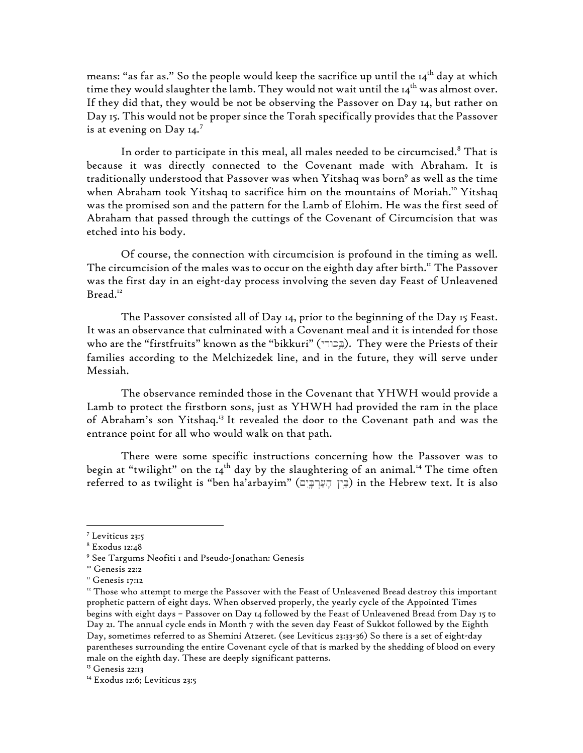means: "as far as." So the people would keep the sacrifice up until the 14th day at which time they would slaughter the lamb. They would not wait until the 14th was almost over. If they did that, they would be not be observing the Passover on Day 14, but rather on Day 15. This would not be proper since the Torah specifically provides that the Passover is at evening on Day 14.[7]

In order to participate in this meal, all males needed to be circumcised.[8] That is because it was directly connected to the Covenant made with Abraham. It is traditionally understood that Passover was when Yitshaq was born[9] as well as the time when Abraham took Yitshaq to sacrifice him on the mountains of Moriah.[10] Yitshaq was the promised son and the pattern for the Lamb of Elohim. He was the first seed of Abraham that passed through the cuttings of the Covenant of Circumcision that was etched into his body.

Of course, the connection with circumcision is profound in the timing as well. The circumcision of the males was to occur on the eighth day after birth.[11] The Passover was the first day in an eight-day process involving the seven day Feast of Unleavened Bread.[12]

The Passover consisted all of Day 14, prior to the beginning of the Day 15 Feast. It was an observance that culminated with a Covenant meal and it is intended for those who are the "firstfruits" known as the "bikkuri" (בִּכּוּרֵי). They were the Priests of their families according to the Melchizedek line, and in the future, they will serve under Messiah.

The observance reminded those in the Covenant that YHWH would provide a Lamb to protect the firstborn sons, just as YHWH had provided the ram in the place of Abraham's son Yitshaq.[13] It revealed the door to the Covenant path and was the entrance point for all who would walk on that path.

There were some specific instructions concerning how the Passover was to begin at "twilight" on the 14th day by the slaughtering of an animal.[14] The time often referred to as twilight is "ben ha'arbayim" (בֵּין הָעַרְבָּיִם) in the Hebrew text. It is also

---

[7] Leviticus 23:5

[8] Exodus 12:48

[9] See Targums Neofiti 1 and Pseudo-Jonathan: Genesis

[10] Genesis 22:2

[11] Genesis 17:12

[12] Those who attempt to merge the Passover with the Feast of Unleavened Bread destroy this important prophetic pattern of eight days. When observed properly, the yearly cycle of the Appointed Times begins with eight days – Passover on Day 14 followed by the Feast of Unleavened Bread from Day 15 to Day 21. The annual cycle ends in Month 7 with the seven day Feast of Sukkot followed by the Eighth Day, sometimes referred to as Shemini Atzeret. (see Leviticus 23:33-36) So there is a set of eight-day parentheses surrounding the entire Covenant cycle of that is marked by the shedding of blood on every male on the eighth day. These are deeply significant patterns.

[13] Genesis 22:13

[14] Exodus 12:6; Leviticus 23:5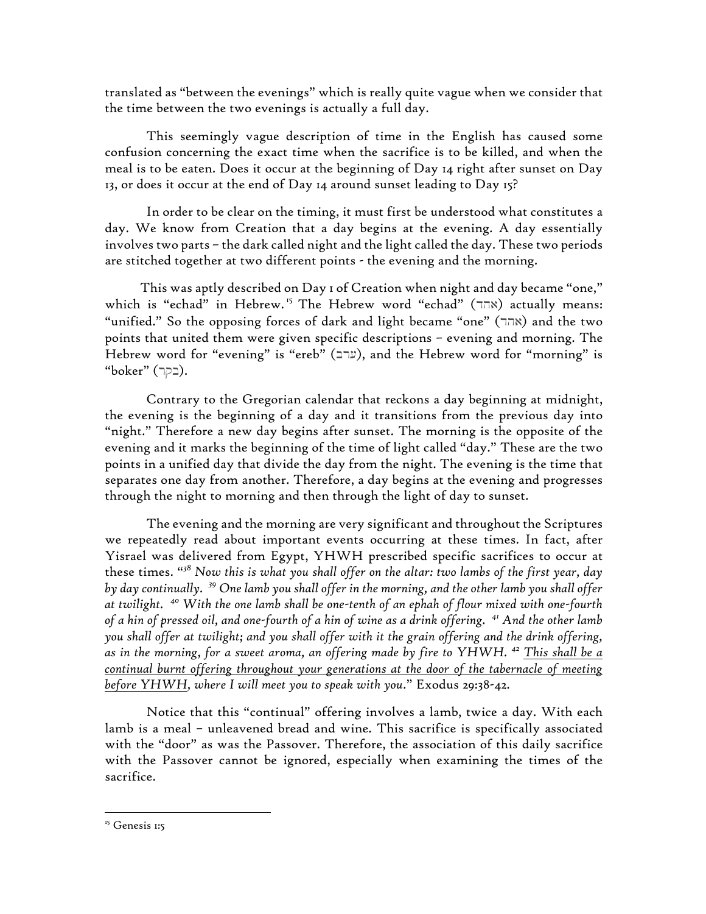translated as "between the evenings" which is really quite vague when we consider that the time between the two evenings is actually a full day.

This seemingly vague description of time in the English has caused some confusion concerning the exact time when the sacrifice is to be killed, and when the meal is to be eaten. Does it occur at the beginning of Day 14 right after sunset on Day 13, or does it occur at the end of Day 14 around sunset leading to Day 15?

In order to be clear on the timing, it must first be understood what constitutes a day. We know from Creation that a day begins at the evening. A day essentially involves two parts – the dark called night and the light called the day. These two periods are stitched together at two different points - the evening and the morning.

This was aptly described on Day 1 of Creation when night and day became "one," which is "echad" in Hebrew.[15] The Hebrew word "echad" (אחד) actually means: "unified." So the opposing forces of dark and light became "one" (אחד) and the two points that united them were given specific descriptions – evening and morning. The Hebrew word for "evening" is "ereb" (ערב), and the Hebrew word for "morning" is "boker" (בקר).

Contrary to the Gregorian calendar that reckons a day beginning at midnight, the evening is the beginning of a day and it transitions from the previous day into "night." Therefore a new day begins after sunset. The morning is the opposite of the evening and it marks the beginning of the time of light called "day." These are the two points in a unified day that divide the day from the night. The evening is the time that separates one day from another. Therefore, a day begins at the evening and progresses through the night to morning and then through the light of day to sunset.

The evening and the morning are very significant and throughout the Scriptures we repeatedly read about important events occurring at these times. In fact, after Yisrael was delivered from Egypt, YHWH prescribed specific sacrifices to occur at these times. "*[38] Now this is what you shall offer on the altar: two lambs of the first year, day by day continually. [39] One lamb you shall offer in the morning, and the other lamb you shall offer at twilight. [40] With the one lamb shall be one-tenth of an ephah of flour mixed with one-fourth of a hin of pressed oil, and one-fourth of a hin of wine as a drink offering. [41] And the other lamb you shall offer at twilight; and you shall offer with it the grain offering and the drink offering, as in the morning, for a sweet aroma, an offering made by fire to YHWH. [42] <u>This shall be a continual burnt offering throughout your generations at the door of the tabernacle of meeting before YHWH</u>, where I will meet you to speak with you*." Exodus 29:38-42.

Notice that this "continual" offering involves a lamb, twice a day. With each lamb is a meal – unleavened bread and wine. This sacrifice is specifically associated with the "door" as was the Passover. Therefore, the association of this daily sacrifice with the Passover cannot be ignored, especially when examining the times of the sacrifice.

---

[15] Genesis 1:5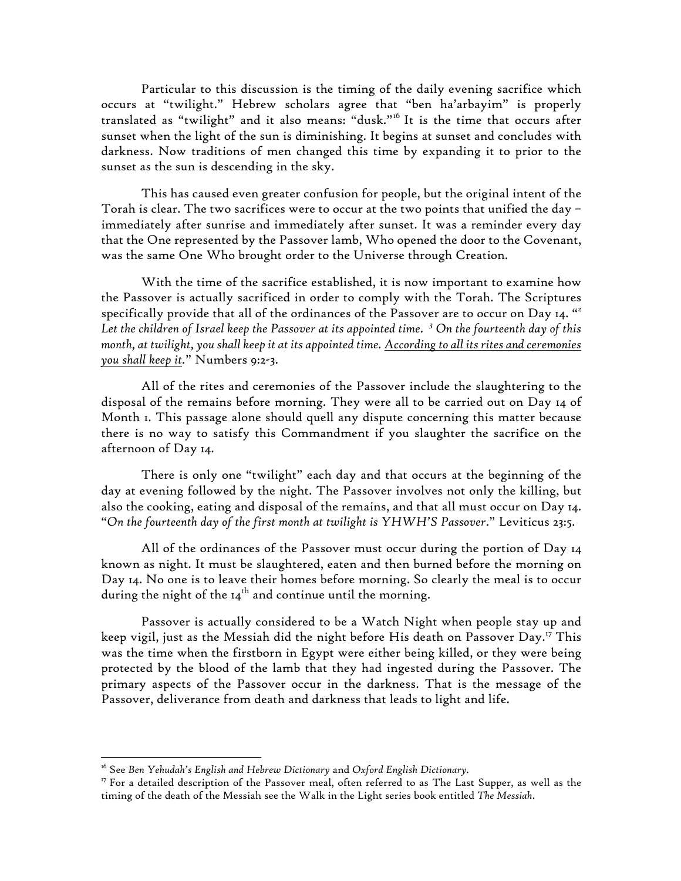Particular to this discussion is the timing of the daily evening sacrifice which occurs at "twilight." Hebrew scholars agree that "ben ha'arbayim" is properly translated as "twilight" and it also means: "dusk."[16] It is the time that occurs after sunset when the light of the sun is diminishing. It begins at sunset and concludes with darkness. Now traditions of men changed this time by expanding it to prior to the sunset as the sun is descending in the sky.

This has caused even greater confusion for people, but the original intent of the Torah is clear. The two sacrifices were to occur at the two points that unified the day – immediately after sunrise and immediately after sunset. It was a reminder every day that the One represented by the Passover lamb, Who opened the door to the Covenant, was the same One Who brought order to the Universe through Creation.

With the time of the sacrifice established, it is now important to examine how the Passover is actually sacrificed in order to comply with the Torah. The Scriptures specifically provide that all of the ordinances of the Passover are to occur on Day 14. "[2] *Let the children of Israel keep the Passover at its appointed time. [3] On the fourteenth day of this month, at twilight, you shall keep it at its appointed time. <u>According to all its rites and ceremonies you shall keep it</u>.*" Numbers 9:2-3.

All of the rites and ceremonies of the Passover include the slaughtering to the disposal of the remains before morning. They were all to be carried out on Day 14 of Month 1. This passage alone should quell any dispute concerning this matter because there is no way to satisfy this Commandment if you slaughter the sacrifice on the afternoon of Day 14.

There is only one "twilight" each day and that occurs at the beginning of the day at evening followed by the night. The Passover involves not only the killing, but also the cooking, eating and disposal of the remains, and that all must occur on Day 14. "*On the fourteenth day of the first month at twilight is YHWH'S Passover*." Leviticus 23:5.

All of the ordinances of the Passover must occur during the portion of Day 14 known as night. It must be slaughtered, eaten and then burned before the morning on Day 14. No one is to leave their homes before morning. So clearly the meal is to occur during the night of the 14th and continue until the morning.

Passover is actually considered to be a Watch Night when people stay up and keep vigil, just as the Messiah did the night before His death on Passover Day.[17] This was the time when the firstborn in Egypt were either being killed, or they were being protected by the blood of the lamb that they had ingested during the Passover. The primary aspects of the Passover occur in the darkness. That is the message of the Passover, deliverance from death and darkness that leads to light and life.

---

[16] See *Ben Yehudah's English and Hebrew Dictionary* and *Oxford English Dictionary*.

[17] For a detailed description of the Passover meal, often referred to as The Last Supper, as well as the timing of the death of the Messiah see the Walk in the Light series book entitled *The Messiah*.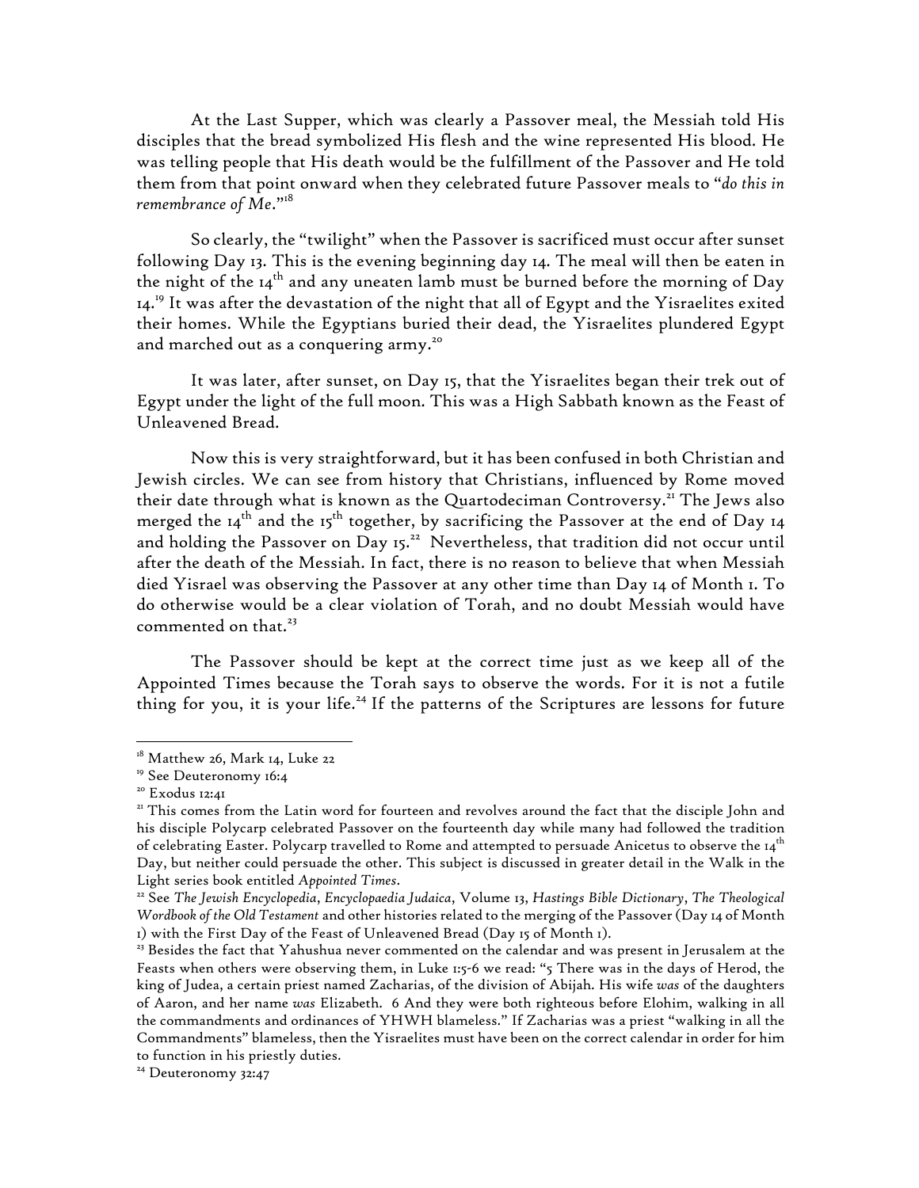At the Last Supper, which was clearly a Passover meal, the Messiah told His disciples that the bread symbolized His flesh and the wine represented His blood. He was telling people that His death would be the fulfillment of the Passover and He told them from that point onward when they celebrated future Passover meals to "*do this in remembrance of Me*."[18]

So clearly, the "twilight" when the Passover is sacrificed must occur after sunset following Day 13. This is the evening beginning day 14. The meal will then be eaten in the night of the 14th and any uneaten lamb must be burned before the morning of Day 14.[19] It was after the devastation of the night that all of Egypt and the Yisraelites exited their homes. While the Egyptians buried their dead, the Yisraelites plundered Egypt and marched out as a conquering army.[20]

It was later, after sunset, on Day 15, that the Yisraelites began their trek out of Egypt under the light of the full moon. This was a High Sabbath known as the Feast of Unleavened Bread.

Now this is very straightforward, but it has been confused in both Christian and Jewish circles. We can see from history that Christians, influenced by Rome moved their date through what is known as the Quartodeciman Controversy.[21] The Jews also merged the 14th and the 15th together, by sacrificing the Passover at the end of Day 14 and holding the Passover on Day 15.[22] Nevertheless, that tradition did not occur until after the death of the Messiah. In fact, there is no reason to believe that when Messiah died Yisrael was observing the Passover at any other time than Day 14 of Month 1. To do otherwise would be a clear violation of Torah, and no doubt Messiah would have commented on that.[23]

The Passover should be kept at the correct time just as we keep all of the Appointed Times because the Torah says to observe the words. For it is not a futile thing for you, it is your life.[24] If the patterns of the Scriptures are lessons for future

---

[18] Matthew 26, Mark 14, Luke 22

[19] See Deuteronomy 16:4

[20] Exodus 12:41

[21] This comes from the Latin word for fourteen and revolves around the fact that the disciple John and his disciple Polycarp celebrated Passover on the fourteenth day while many had followed the tradition of celebrating Easter. Polycarp travelled to Rome and attempted to persuade Anicetus to observe the 14th Day, but neither could persuade the other. This subject is discussed in greater detail in the Walk in the Light series book entitled *Appointed Times*.

[22] See *The Jewish Encyclopedia*, *Encyclopaedia Judaica*, Volume 13, *Hastings Bible Dictionary*, *The Theological Wordbook of the Old Testament* and other histories related to the merging of the Passover (Day 14 of Month 1) with the First Day of the Feast of Unleavened Bread (Day 15 of Month 1).

[23] Besides the fact that Yahushua never commented on the calendar and was present in Jerusalem at the Feasts when others were observing them, in Luke 1:5-6 we read: "5 There was in the days of Herod, the king of Judea, a certain priest named Zacharias, of the division of Abijah. His wife *was* of the daughters of Aaron, and her name *was* Elizabeth. 6 And they were both righteous before Elohim, walking in all the commandments and ordinances of YHWH blameless." If Zacharias was a priest "walking in all the Commandments" blameless, then the Yisraelites must have been on the correct calendar in order for him to function in his priestly duties.

[24] Deuteronomy 32:47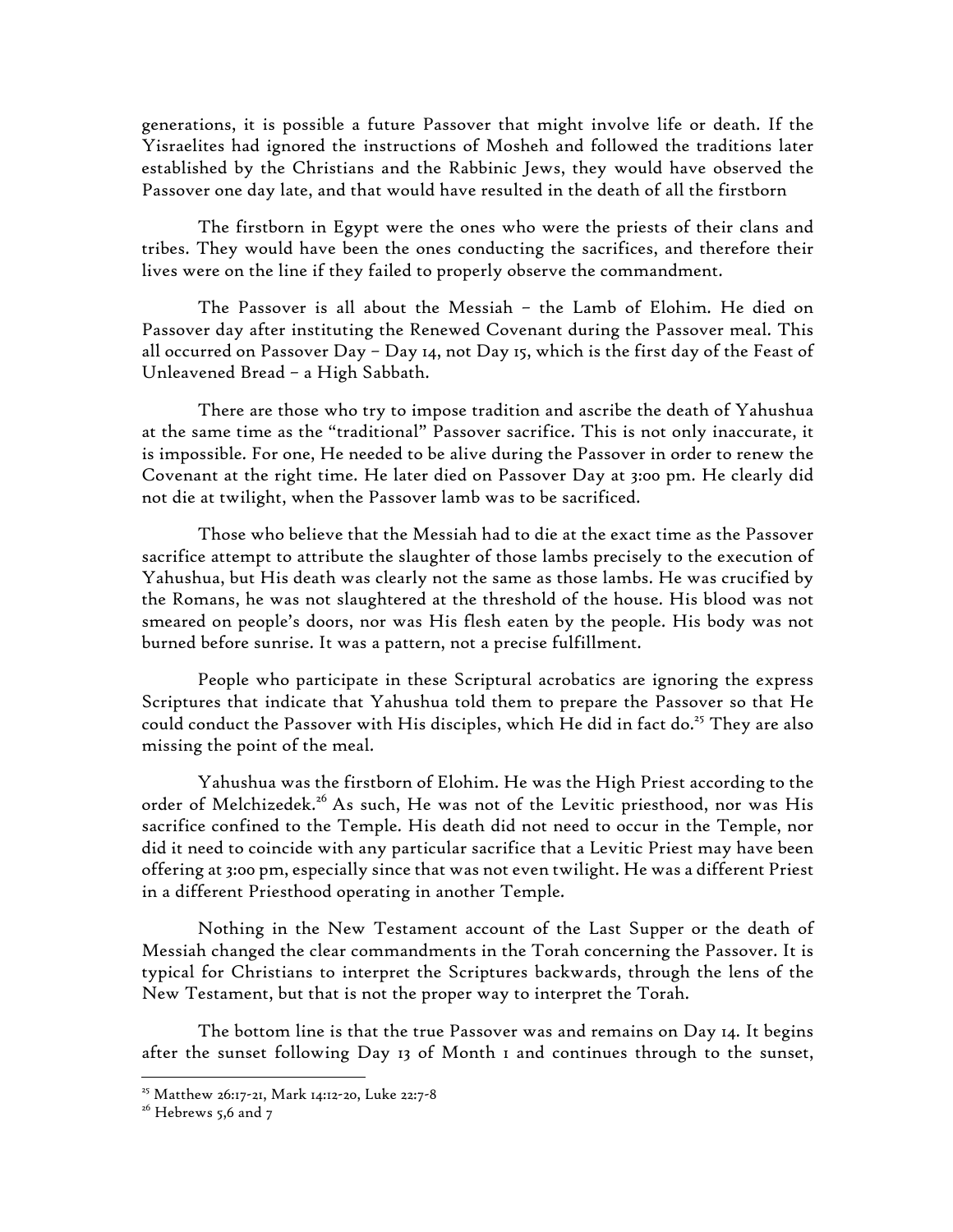generations, it is possible a future Passover that might involve life or death. If the Yisraelites had ignored the instructions of Mosheh and followed the traditions later established by the Christians and the Rabbinic Jews, they would have observed the Passover one day late, and that would have resulted in the death of all the firstborn

The firstborn in Egypt were the ones who were the priests of their clans and tribes. They would have been the ones conducting the sacrifices, and therefore their lives were on the line if they failed to properly observe the commandment.

The Passover is all about the Messiah – the Lamb of Elohim. He died on Passover day after instituting the Renewed Covenant during the Passover meal. This all occurred on Passover Day – Day 14, not Day 15, which is the first day of the Feast of Unleavened Bread – a High Sabbath.

There are those who try to impose tradition and ascribe the death of Yahushua at the same time as the "traditional" Passover sacrifice. This is not only inaccurate, it is impossible. For one, He needed to be alive during the Passover in order to renew the Covenant at the right time. He later died on Passover Day at 3:00 pm. He clearly did not die at twilight, when the Passover lamb was to be sacrificed.

Those who believe that the Messiah had to die at the exact time as the Passover sacrifice attempt to attribute the slaughter of those lambs precisely to the execution of Yahushua, but His death was clearly not the same as those lambs. He was crucified by the Romans, he was not slaughtered at the threshold of the house. His blood was not smeared on people's doors, nor was His flesh eaten by the people. His body was not burned before sunrise. It was a pattern, not a precise fulfillment.

People who participate in these Scriptural acrobatics are ignoring the express Scriptures that indicate that Yahushua told them to prepare the Passover so that He could conduct the Passover with His disciples, which He did in fact do.[25] They are also missing the point of the meal.

Yahushua was the firstborn of Elohim. He was the High Priest according to the order of Melchizedek.[26] As such, He was not of the Levitic priesthood, nor was His sacrifice confined to the Temple. His death did not need to occur in the Temple, nor did it need to coincide with any particular sacrifice that a Levitic Priest may have been offering at 3:00 pm, especially since that was not even twilight. He was a different Priest in a different Priesthood operating in another Temple.

Nothing in the New Testament account of the Last Supper or the death of Messiah changed the clear commandments in the Torah concerning the Passover. It is typical for Christians to interpret the Scriptures backwards, through the lens of the New Testament, but that is not the proper way to interpret the Torah.

The bottom line is that the true Passover was and remains on Day 14. It begins after the sunset following Day 13 of Month 1 and continues through to the sunset,

---

[25] Matthew 26:17-21, Mark 14:12-20, Luke 22:7-8

[26] Hebrews 5,6 and 7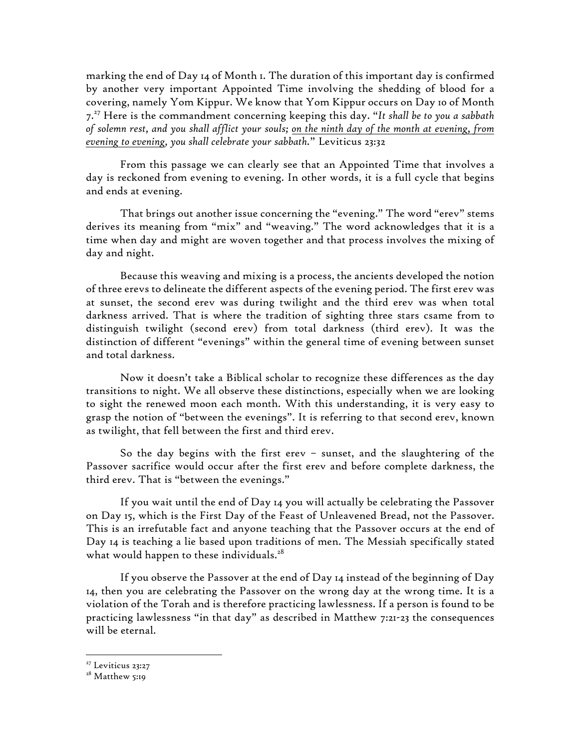marking the end of Day 14 of Month 1. The duration of this important day is confirmed by another very important Appointed Time involving the shedding of blood for a covering, namely Yom Kippur. We know that Yom Kippur occurs on Day 10 of Month 7.[27] Here is the commandment concerning keeping this day. "*It shall be to you a sabbath of solemn rest, and you shall afflict your souls; <u>on the ninth day of the month at evening, from evening to evening,</u> you shall celebrate your sabbath.*" Leviticus 23:32

From this passage we can clearly see that an Appointed Time that involves a day is reckoned from evening to evening. In other words, it is a full cycle that begins and ends at evening.

That brings out another issue concerning the "evening." The word "erev" stems derives its meaning from "mix" and "weaving." The word acknowledges that it is a time when day and might are woven together and that process involves the mixing of day and night.

Because this weaving and mixing is a process, the ancients developed the notion of three erevs to delineate the different aspects of the evening period. The first erev was at sunset, the second erev was during twilight and the third erev was when total darkness arrived. That is where the tradition of sighting three stars csame from to distinguish twilight (second erev) from total darkness (third erev). It was the distinction of different "evenings" within the general time of evening between sunset and total darkness.

Now it doesn't take a Biblical scholar to recognize these differences as the day transitions to night. We all observe these distinctions, especially when we are looking to sight the renewed moon each month. With this understanding, it is very easy to grasp the notion of "between the evenings". It is referring to that second erev, known as twilight, that fell between the first and third erev.

So the day begins with the first erev – sunset, and the slaughtering of the Passover sacrifice would occur after the first erev and before complete darkness, the third erev. That is "between the evenings."

If you wait until the end of Day 14 you will actually be celebrating the Passover on Day 15, which is the First Day of the Feast of Unleavened Bread, not the Passover. This is an irrefutable fact and anyone teaching that the Passover occurs at the end of Day 14 is teaching a lie based upon traditions of men. The Messiah specifically stated what would happen to these individuals.[28]

If you observe the Passover at the end of Day 14 instead of the beginning of Day 14, then you are celebrating the Passover on the wrong day at the wrong time. It is a violation of the Torah and is therefore practicing lawlessness. If a person is found to be practicing lawlessness "in that day" as described in Matthew 7:21-23 the consequences will be eternal.

---

[27] Leviticus 23:27

[28] Matthew 5:19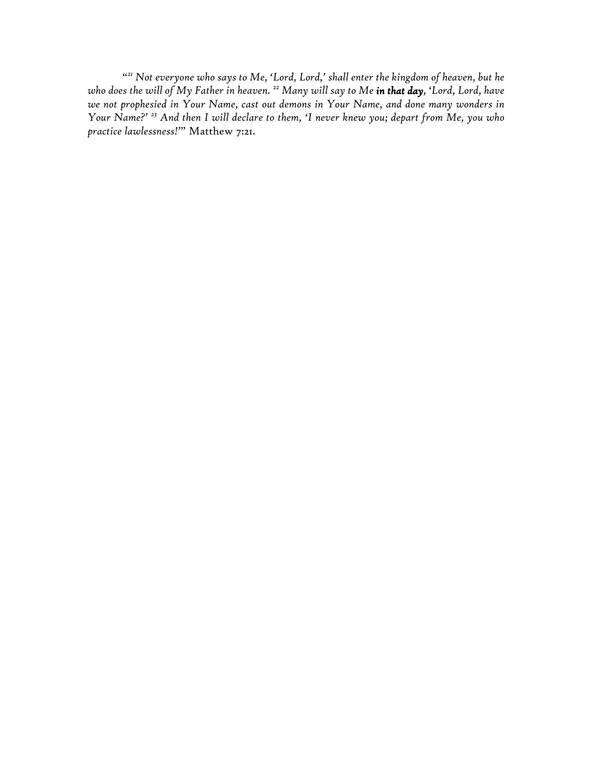"[21] *Not everyone who says to Me, 'Lord, Lord,' shall enter the kingdom of heaven, but he who does the will of My Father in heaven.* [22] *Many will say to Me* ***in that day****, 'Lord, Lord, have we not prophesied in Your Name, cast out demons in Your Name, and done many wonders in Your Name?'* [23] *And then I will declare to them, 'I never knew you; depart from Me, you who practice lawlessness!'*" Matthew 7:21.